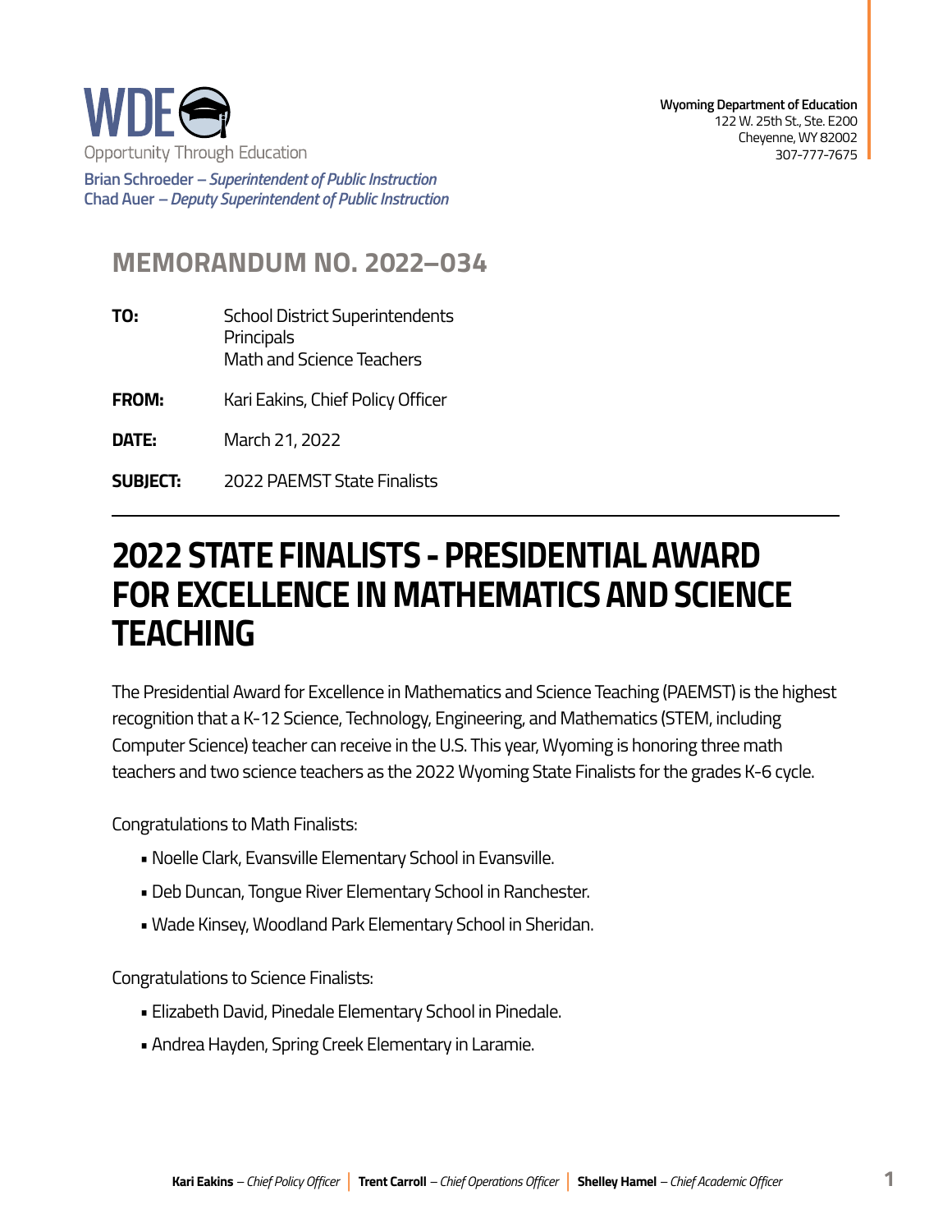WDE
Opportunity Through Education

**Brian Schroeder** – *Superintendent of Public Instruction*
**Chad Auer** – *Deputy Superintendent of Public Instruction*

**Wyoming Department of Education**
122 W. 25th St., Ste. E200
Cheyenne, WY 82002
307-777-7675

## MEMORANDUM NO. 2022–034

**TO:** School District Superintendents
Principals
Math and Science Teachers

**FROM:** Kari Eakins, Chief Policy Officer

**DATE:** March 21, 2022

**SUBJECT:** 2022 PAEMST State Finalists

---

# 2022 STATE FINALISTS - PRESIDENTIAL AWARD FOR EXCELLENCE IN MATHEMATICS AND SCIENCE TEACHING

The Presidential Award for Excellence in Mathematics and Science Teaching (PAEMST) is the highest recognition that a K-12 Science, Technology, Engineering, and Mathematics (STEM, including Computer Science) teacher can receive in the U.S. This year, Wyoming is honoring three math teachers and two science teachers as the 2022 Wyoming State Finalists for the grades K-6 cycle.

Congratulations to Math Finalists:

- Noelle Clark, Evansville Elementary School in Evansville.
- Deb Duncan, Tongue River Elementary School in Ranchester.
- Wade Kinsey, Woodland Park Elementary School in Sheridan.

Congratulations to Science Finalists:

- Elizabeth David, Pinedale Elementary School in Pinedale.
- Andrea Hayden, Spring Creek Elementary in Laramie.

**Kari Eakins** – *Chief Policy Officer* | **Trent Carroll** – *Chief Operations Officer* | **Shelley Hamel** – *Chief Academic Officer*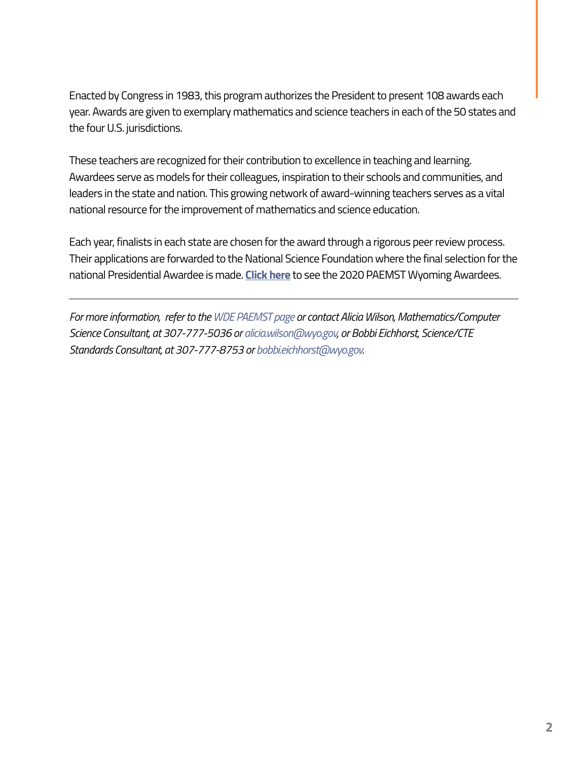Enacted by Congress in 1983, this program authorizes the President to present 108 awards each year. Awards are given to exemplary mathematics and science teachers in each of the 50 states and the four U.S. jurisdictions.

These teachers are recognized for their contribution to excellence in teaching and learning. Awardees serve as models for their colleagues, inspiration to their schools and communities, and leaders in the state and nation. This growing network of award-winning teachers serves as a vital national resource for the improvement of mathematics and science education.

Each year, finalists in each state are chosen for the award through a rigorous peer review process. Their applications are forwarded to the National Science Foundation where the final selection for the national Presidential Awardee is made. **Click here** to see the 2020 PAEMST Wyoming Awardees.

---

*For more information, refer to the WDE PAEMST page or contact Alicia Wilson, Mathematics/Computer Science Consultant, at 307-777-5036 or alicia.wilson@wyo.gov, or Bobbi Eichhorst, Science/CTE Standards Consultant, at 307-777-8753 or bobbi.eichhorst@wyo.gov.*